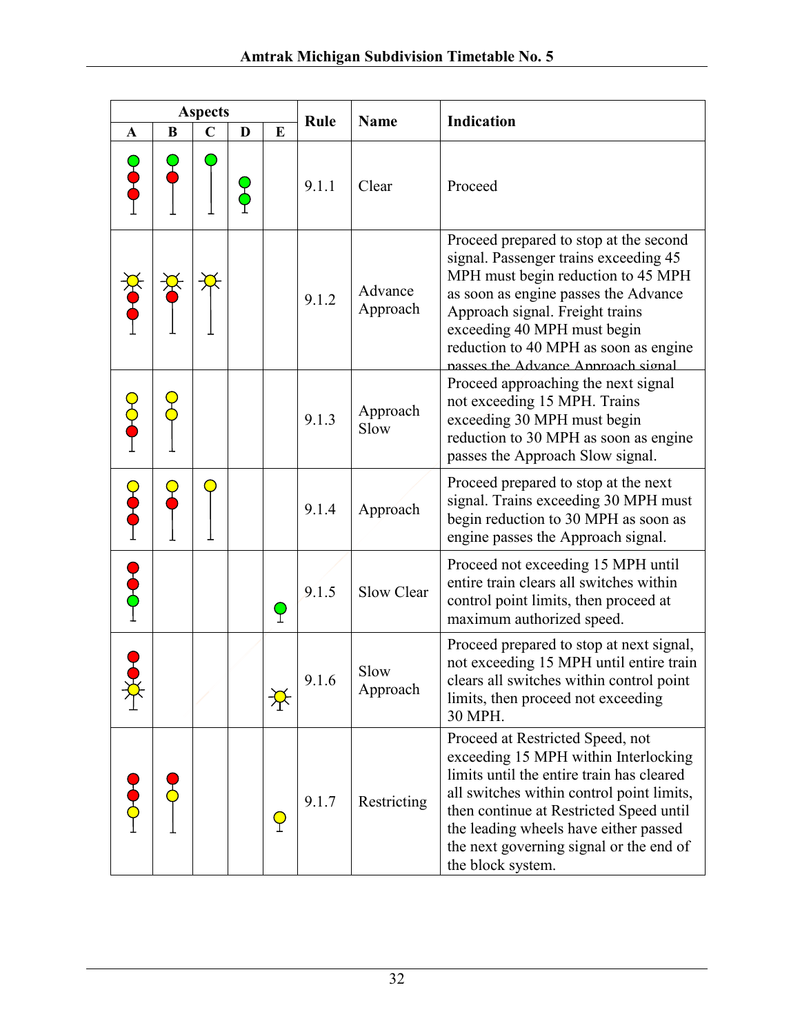| Aspects | | | | | Rule | Name | Indication |
|---|---|---|---|---|---|---|---|
| A | B | C | D | E | | | |
| | | | | | 9.1.1 | Clear | Proceed |
| | | | | | 9.1.2 | Advance Approach | Proceed prepared to stop at the second signal. Passenger trains exceeding 45 MPH must begin reduction to 45 MPH as soon as engine passes the Advance Approach signal. Freight trains exceeding 40 MPH must begin reduction to 40 MPH as soon as engine passes the Advance Approach signal |
| | | | | | 9.1.3 | Approach Slow | Proceed approaching the next signal not exceeding 15 MPH. Trains exceeding 30 MPH must begin reduction to 30 MPH as soon as engine passes the Approach Slow signal. |
| | | | | | 9.1.4 | Approach | Proceed prepared to stop at the next signal. Trains exceeding 30 MPH must begin reduction to 30 MPH as soon as engine passes the Approach signal. |
| | | | | | 9.1.5 | Slow Clear | Proceed not exceeding 15 MPH until entire train clears all switches within control point limits, then proceed at maximum authorized speed. |
| | | | | | 9.1.6 | Slow Approach | Proceed prepared to stop at next signal, not exceeding 15 MPH until entire train clears all switches within control point limits, then proceed not exceeding 30 MPH. |
| | | | | | 9.1.7 | Restricting | Proceed at Restricted Speed, not exceeding 15 MPH within Interlocking limits until the entire train has cleared all switches within control point limits, then continue at Restricted Speed until the leading wheels have either passed the next governing signal or the end of the block system. |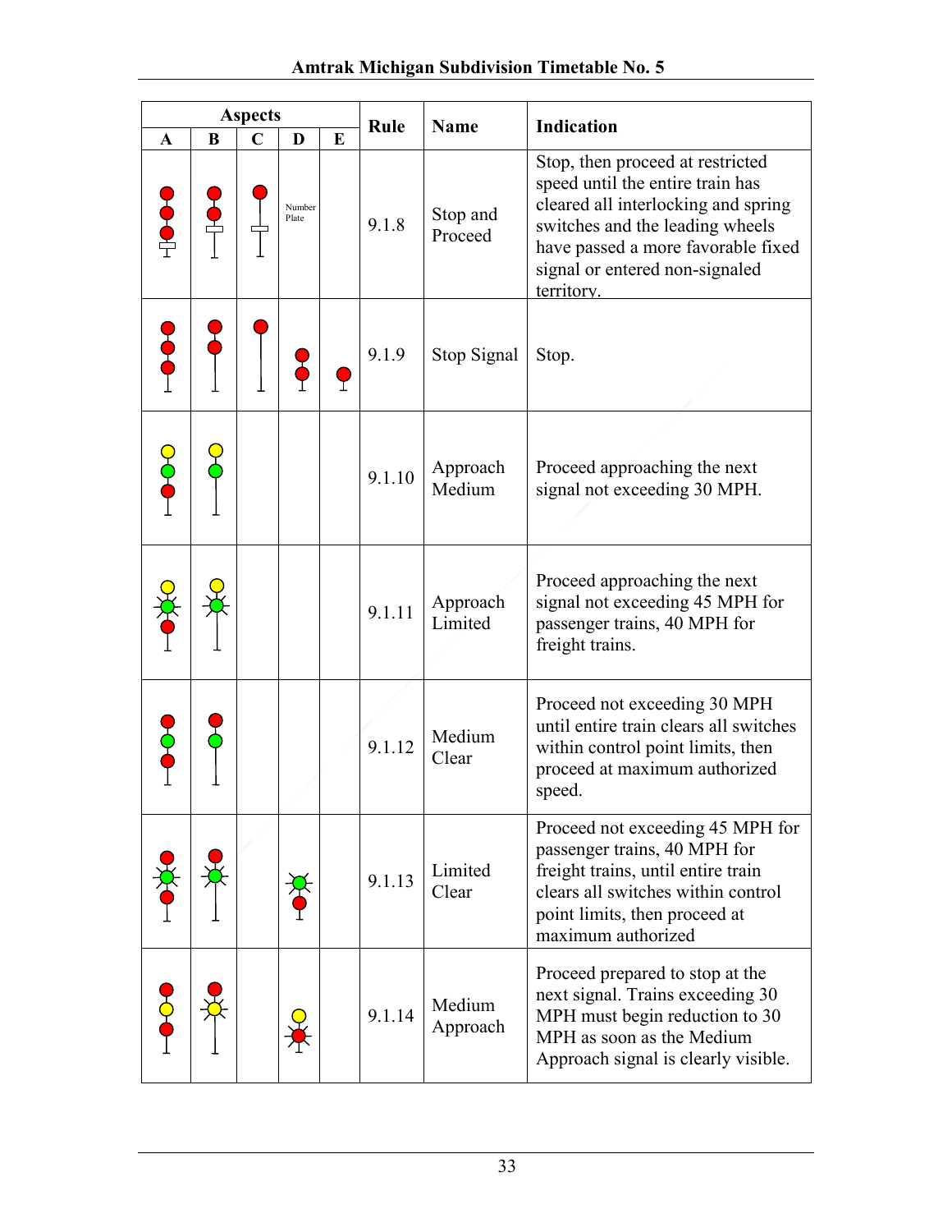| Aspects | | | | | Rule | Name | Indication |
|---|---|---|---|---|---|---|---|
| A | B | C | D | E | | | |
| | | | Number Plate | | 9.1.8 | Stop and Proceed | Stop, then proceed at restricted speed until the entire train has cleared all interlocking and spring switches and the leading wheels have passed a more favorable fixed signal or entered non-signaled territory. |
| | | | | | 9.1.9 | Stop Signal | Stop. |
| | | | | | 9.1.10 | Approach Medium | Proceed approaching the next signal not exceeding 30 MPH. |
| | | | | | 9.1.11 | Approach Limited | Proceed approaching the next signal not exceeding 45 MPH for passenger trains, 40 MPH for freight trains. |
| | | | | | 9.1.12 | Medium Clear | Proceed not exceeding 30 MPH until entire train clears all switches within control point limits, then proceed at maximum authorized speed. |
| | | | | | 9.1.13 | Limited Clear | Proceed not exceeding 45 MPH for passenger trains, 40 MPH for freight trains, until entire train clears all switches within control point limits, then proceed at maximum authorized |
| | | | | | 9.1.14 | Medium Approach | Proceed prepared to stop at the next signal. Trains exceeding 30 MPH must begin reduction to 30 MPH as soon as the Medium Approach signal is clearly visible. |